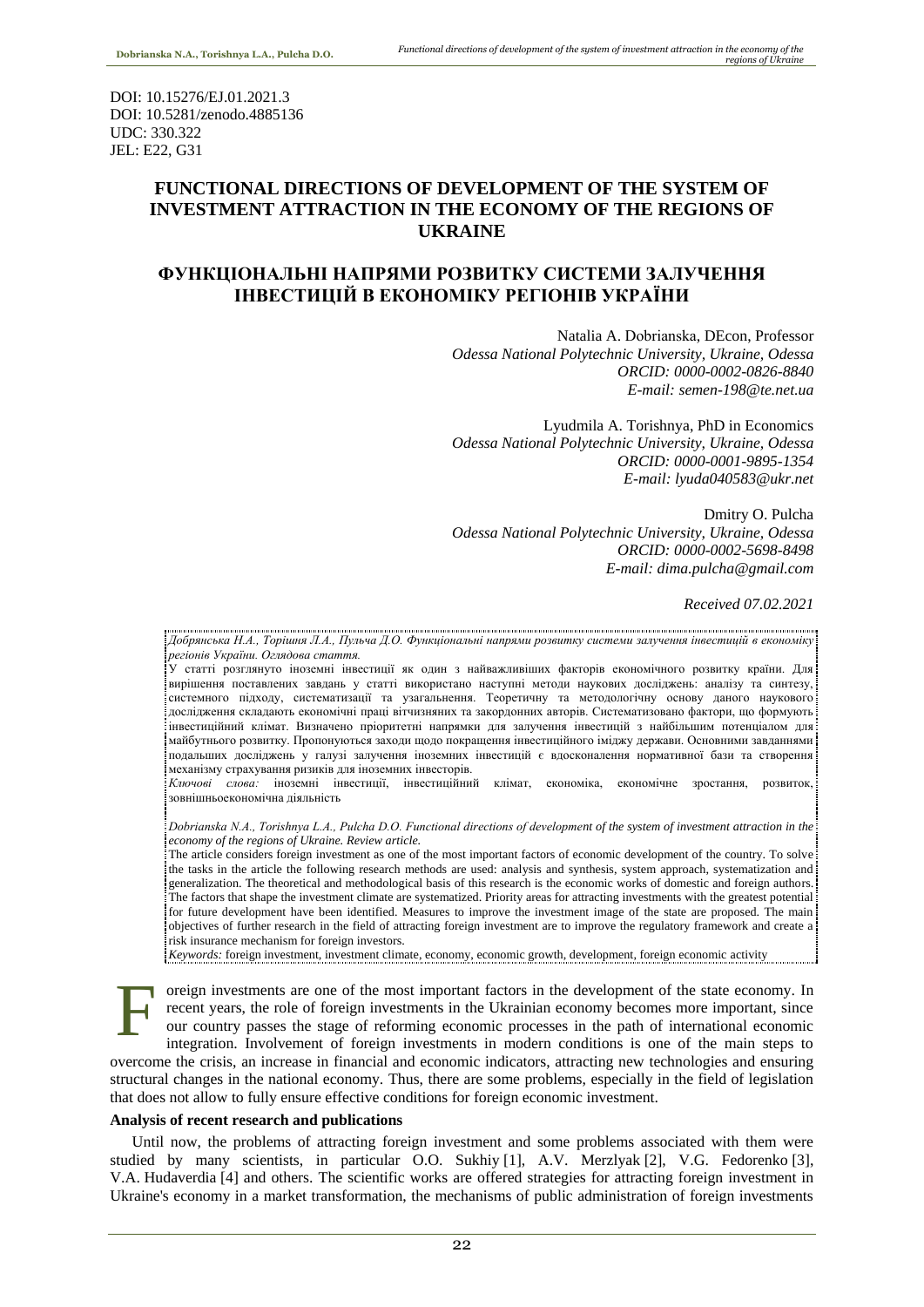DOI: 10.15276/EJ.01.2021.3
DOI: 10.5281/zenodo.4885136
UDC: 330.322
JEL: E22, G31

# FUNCTIONAL DIRECTIONS OF DEVELOPMENT OF THE SYSTEM OF INVESTMENT ATTRACTION IN THE ECONOMY OF THE REGIONS OF UKRAINE

# ФУНКЦІОНАЛЬНІ НАПРЯМИ РОЗВИТКУ СИСТЕМИ ЗАЛУЧЕННЯ ІНВЕСТИЦІЙ В ЕКОНОМІКУ РЕГІОНІВ УКРАЇНИ

Natalia A. Dobrianska, DEcon, Professor
*Odessa National Polytechnic University, Ukraine, Odessa*
*ORCID: 0000-0002-0826-8840*
*E-mail: semen-198@te.net.ua*

Lyudmila A. Torishnya, PhD in Economics
*Odessa National Polytechnic University, Ukraine, Odessa*
*ORCID: 0000-0001-9895-1354*
*E-mail: lyuda040583@ukr.net*

Dmitry O. Pulcha
*Odessa National Polytechnic University, Ukraine, Odessa*
*ORCID: 0000-0002-5698-8498*
*E-mail: dima.pulcha@gmail.com*

*Received 07.02.2021*

*Добрянська Н.А., Торішня Л.А., Пульча Д.О. Функціональні напрями розвитку системи залучення інвестицій в економіку регіонів України. Оглядова стаття.*
У статті розглянуто іноземні інвестиції як один з найважливіших факторів економічного розвитку країни. Для вирішення поставлених завдань у статті використано наступні методи наукових досліджень: аналізу та синтезу, системного підходу, систематизації та узагальнення. Теоретичну та методологічну основу даного наукового дослідження складають економічні праці вітчизняних та закордонних авторів. Систематизовано фактори, що формують інвестиційний клімат. Визначено пріоритетні напрямки для залучення інвестицій з найбільшим потенціалом для майбутнього розвитку. Пропонуються заходи щодо покращення інвестиційного іміджу держави. Основними завданнями подальших досліджень у галузі залучення іноземних інвестицій є вдосконалення нормативної бази та створення механізму страхування ризиків для іноземних інвесторів.
*Ключові слова:* іноземні інвестиції, інвестиційний клімат, економіка, економічне зростання, розвиток, зовнішньоекономічна діяльність

*Dobrianska N.A., Torishnya L.A., Pulcha D.O. Functional directions of development of the system of investment attraction in the economy of the regions of Ukraine. Review article.*
The article considers foreign investment as one of the most important factors of economic development of the country. To solve the tasks in the article the following research methods are used: analysis and synthesis, system approach, systematization and generalization. The theoretical and methodological basis of this research is the economic works of domestic and foreign authors. The factors that shape the investment climate are systematized. Priority areas for attracting investments with the greatest potential for future development have been identified. Measures to improve the investment image of the state are proposed. The main objectives of further research in the field of attracting foreign investment are to improve the regulatory framework and create a risk insurance mechanism for foreign investors.
*Keywords:* foreign investment, investment climate, economy, economic growth, development, foreign economic activity

Foreign investments are one of the most important factors in the development of the state economy. In recent years, the role of foreign investments in the Ukrainian economy becomes more important, since our country passes the stage of reforming economic processes in the path of international economic integration. Involvement of foreign investments in modern conditions is one of the main steps to overcome the crisis, an increase in financial and economic indicators, attracting new technologies and ensuring structural changes in the national economy. Thus, there are some problems, especially in the field of legislation that does not allow to fully ensure effective conditions for foreign economic investment.

**Analysis of recent research and publications**

Until now, the problems of attracting foreign investment and some problems associated with them were studied by many scientists, in particular O.O. Sukhiy [1], A.V. Merzlyak [2], V.G. Fedorenko [3], V.A. Hudaverdia [4] and others. The scientific works are offered strategies for attracting foreign investment in Ukraine's economy in a market transformation, the mechanisms of public administration of foreign investments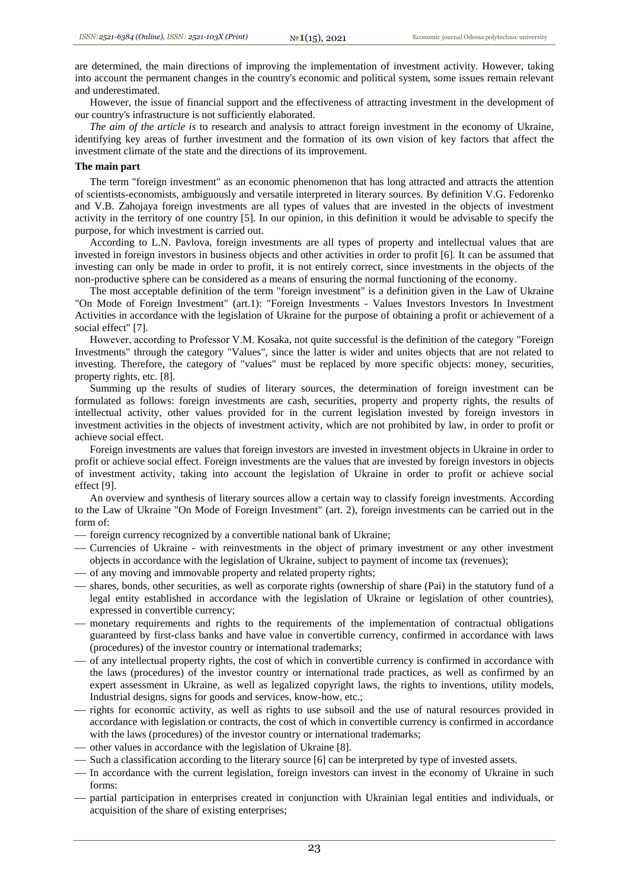are determined, the main directions of improving the implementation of investment activity. However, taking into account the permanent changes in the country's economic and political system, some issues remain relevant and underestimated.

However, the issue of financial support and the effectiveness of attracting investment in the development of our country's infrastructure is not sufficiently elaborated.

*The aim of the article is* to research and analysis to attract foreign investment in the economy of Ukraine, identifying key areas of further investment and the formation of its own vision of key factors that affect the investment climate of the state and the directions of its improvement.

**The main part**

The term "foreign investment" as an economic phenomenon that has long attracted and attracts the attention of scientists-economists, ambiguously and versatile interpreted in literary sources. By definition V.G. Fedorenko and V.B. Zahojaya foreign investments are all types of values that are invested in the objects of investment activity in the territory of one country [5]. In our opinion, in this definition it would be advisable to specify the purpose, for which investment is carried out.

According to L.N. Pavlova, foreign investments are all types of property and intellectual values that are invested in foreign investors in business objects and other activities in order to profit [6]. It can be assumed that investing can only be made in order to profit, it is not entirely correct, since investments in the objects of the non-productive sphere can be considered as a means of ensuring the normal functioning of the economy.

The most acceptable definition of the term "foreign investment" is a definition given in the Law of Ukraine "On Mode of Foreign Investment" (art.1): "Foreign Investments - Values Investors Investors In Investment Activities in accordance with the legislation of Ukraine for the purpose of obtaining a profit or achievement of a social effect" [7].

However, according to Professor V.M. Kosaka, not quite successful is the definition of the category "Foreign Investments" through the category "Values", since the latter is wider and unites objects that are not related to investing. Therefore, the category of "values" must be replaced by more specific objects: money, securities, property rights, etc. [8].

Summing up the results of studies of literary sources, the determination of foreign investment can be formulated as follows: foreign investments are cash, securities, property and property rights, the results of intellectual activity, other values provided for in the current legislation invested by foreign investors in investment activities in the objects of investment activity, which are not prohibited by law, in order to profit or achieve social effect.

Foreign investments are values that foreign investors are invested in investment objects in Ukraine in order to profit or achieve social effect. Foreign investments are the values that are invested by foreign investors in objects of investment activity, taking into account the legislation of Ukraine in order to profit or achieve social effect [9].

An overview and synthesis of literary sources allow a certain way to classify foreign investments. According to the Law of Ukraine "On Mode of Foreign Investment" (art. 2), foreign investments can be carried out in the form of:

- foreign currency recognized by a convertible national bank of Ukraine;
- Currencies of Ukraine - with reinvestments in the object of primary investment or any other investment objects in accordance with the legislation of Ukraine, subject to payment of income tax (revenues);
- of any moving and immovable property and related property rights;
- shares, bonds, other securities, as well as corporate rights (ownership of share (Pai) in the statutory fund of a legal entity established in accordance with the legislation of Ukraine or legislation of other countries), expressed in convertible currency;
- monetary requirements and rights to the requirements of the implementation of contractual obligations guaranteed by first-class banks and have value in convertible currency, confirmed in accordance with laws (procedures) of the investor country or international trademarks;
- of any intellectual property rights, the cost of which in convertible currency is confirmed in accordance with the laws (procedures) of the investor country or international trade practices, as well as confirmed by an expert assessment in Ukraine, as well as legalized copyright laws, the rights to inventions, utility models, Industrial designs, signs for goods and services, know-how, etc.;
- rights for economic activity, as well as rights to use subsoil and the use of natural resources provided in accordance with legislation or contracts, the cost of which in convertible currency is confirmed in accordance with the laws (procedures) of the investor country or international trademarks;
- other values in accordance with the legislation of Ukraine [8].
- Such a classification according to the literary source [6] can be interpreted by type of invested assets.
- In accordance with the current legislation, foreign investors can invest in the economy of Ukraine in such forms:
- partial participation in enterprises created in conjunction with Ukrainian legal entities and individuals, or acquisition of the share of existing enterprises;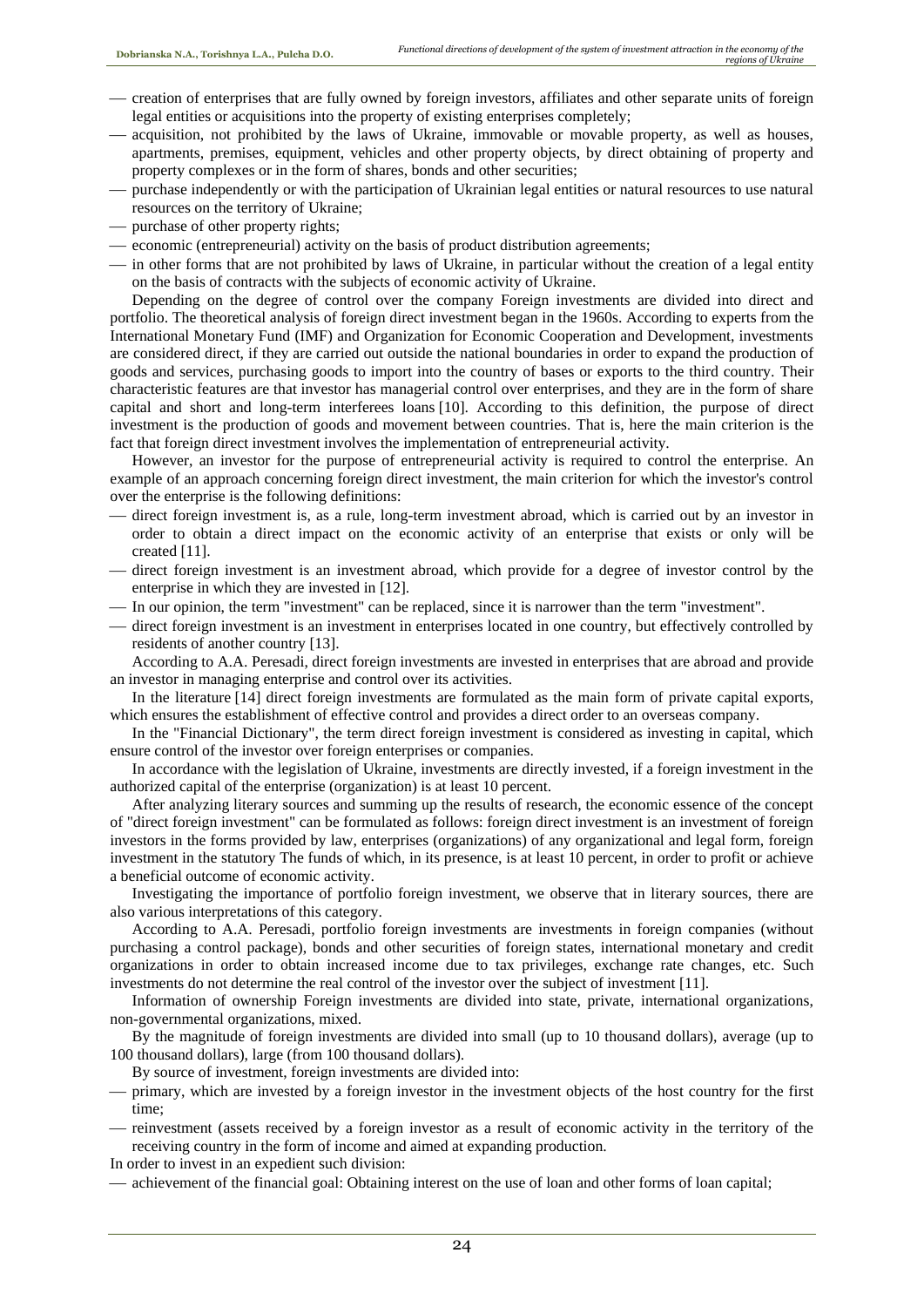- creation of enterprises that are fully owned by foreign investors, affiliates and other separate units of foreign legal entities or acquisitions into the property of existing enterprises completely;
- acquisition, not prohibited by the laws of Ukraine, immovable or movable property, as well as houses, apartments, premises, equipment, vehicles and other property objects, by direct obtaining of property and property complexes or in the form of shares, bonds and other securities;
- purchase independently or with the participation of Ukrainian legal entities or natural resources to use natural resources on the territory of Ukraine;
- purchase of other property rights;
- economic (entrepreneurial) activity on the basis of product distribution agreements;
- in other forms that are not prohibited by laws of Ukraine, in particular without the creation of a legal entity on the basis of contracts with the subjects of economic activity of Ukraine.

Depending on the degree of control over the company Foreign investments are divided into direct and portfolio. The theoretical analysis of foreign direct investment began in the 1960s. According to experts from the International Monetary Fund (IMF) and Organization for Economic Cooperation and Development, investments are considered direct, if they are carried out outside the national boundaries in order to expand the production of goods and services, purchasing goods to import into the country of bases or exports to the third country. Their characteristic features are that investor has managerial control over enterprises, and they are in the form of share capital and short and long-term interferees loans [10]. According to this definition, the purpose of direct investment is the production of goods and movement between countries. That is, here the main criterion is the fact that foreign direct investment involves the implementation of entrepreneurial activity.

However, an investor for the purpose of entrepreneurial activity is required to control the enterprise. An example of an approach concerning foreign direct investment, the main criterion for which the investor's control over the enterprise is the following definitions:

- direct foreign investment is, as a rule, long-term investment abroad, which is carried out by an investor in order to obtain a direct impact on the economic activity of an enterprise that exists or only will be created [11].
- direct foreign investment is an investment abroad, which provide for a degree of investor control by the enterprise in which they are invested in [12].
- In our opinion, the term "investment" can be replaced, since it is narrower than the term "investment".
- direct foreign investment is an investment in enterprises located in one country, but effectively controlled by residents of another country [13].

According to A.A. Peresadi, direct foreign investments are invested in enterprises that are abroad and provide an investor in managing enterprise and control over its activities.

In the literature [14] direct foreign investments are formulated as the main form of private capital exports, which ensures the establishment of effective control and provides a direct order to an overseas company.

In the "Financial Dictionary", the term direct foreign investment is considered as investing in capital, which ensure control of the investor over foreign enterprises or companies.

In accordance with the legislation of Ukraine, investments are directly invested, if a foreign investment in the authorized capital of the enterprise (organization) is at least 10 percent.

After analyzing literary sources and summing up the results of research, the economic essence of the concept of "direct foreign investment" can be formulated as follows: foreign direct investment is an investment of foreign investors in the forms provided by law, enterprises (organizations) of any organizational and legal form, foreign investment in the statutory The funds of which, in its presence, is at least 10 percent, in order to profit or achieve a beneficial outcome of economic activity.

Investigating the importance of portfolio foreign investment, we observe that in literary sources, there are also various interpretations of this category.

According to A.A. Peresadi, portfolio foreign investments are investments in foreign companies (without purchasing a control package), bonds and other securities of foreign states, international monetary and credit organizations in order to obtain increased income due to tax privileges, exchange rate changes, etc. Such investments do not determine the real control of the investor over the subject of investment [11].

Information of ownership Foreign investments are divided into state, private, international organizations, non-governmental organizations, mixed.

By the magnitude of foreign investments are divided into small (up to 10 thousand dollars), average (up to 100 thousand dollars), large (from 100 thousand dollars).

By source of investment, foreign investments are divided into:

- primary, which are invested by a foreign investor in the investment objects of the host country for the first time;
- reinvestment (assets received by a foreign investor as a result of economic activity in the territory of the receiving country in the form of income and aimed at expanding production.

In order to invest in an expedient such division:

- achievement of the financial goal: Obtaining interest on the use of loan and other forms of loan capital;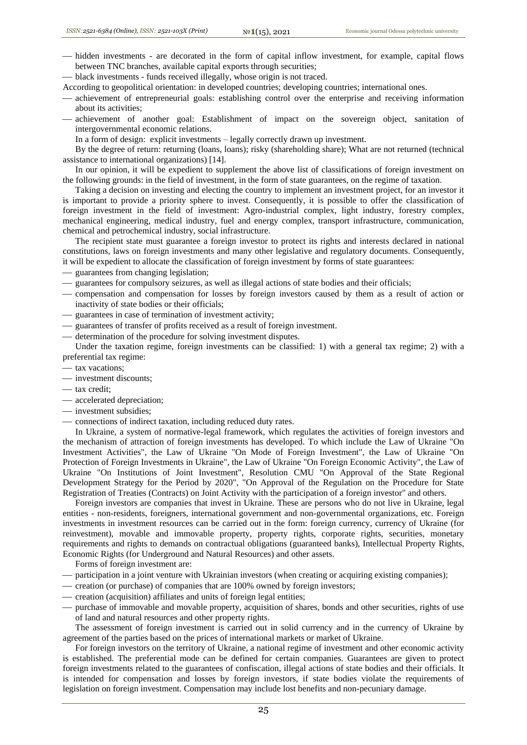- hidden investments - are decorated in the form of capital inflow investment, for example, capital flows between TNC branches, available capital exports through securities;
- black investments - funds received illegally, whose origin is not traced.

According to geopolitical orientation: in developed countries; developing countries; international ones.

- achievement of entrepreneurial goals: establishing control over the enterprise and receiving information about its activities;
- achievement of another goal: Establishment of impact on the sovereign object, sanitation of intergovernmental economic relations.

In a form of design: explicit investments – legally correctly drawn up investment.

By the degree of return: returning (loans, loans); risky (shareholding share); What are not returned (technical assistance to international organizations) [14].

In our opinion, it will be expedient to supplement the above list of classifications of foreign investment on the following grounds: in the field of investment, in the form of state guarantees, on the regime of taxation.

Taking a decision on investing and electing the country to implement an investment project, for an investor it is important to provide a priority sphere to invest. Consequently, it is possible to offer the classification of foreign investment in the field of investment: Agro-industrial complex, light industry, forestry complex, mechanical engineering, medical industry, fuel and energy complex, transport infrastructure, communication, chemical and petrochemical industry, social infrastructure.

The recipient state must guarantee a foreign investor to protect its rights and interests declared in national constitutions, laws on foreign investments and many other legislative and regulatory documents. Consequently, it will be expedient to allocate the classification of foreign investment by forms of state guarantees:

- guarantees from changing legislation;
- guarantees for compulsory seizures, as well as illegal actions of state bodies and their officials;
- compensation and compensation for losses by foreign investors caused by them as a result of action or inactivity of state bodies or their officials;
- guarantees in case of termination of investment activity;
- guarantees of transfer of profits received as a result of foreign investment.
- determination of the procedure for solving investment disputes.

Under the taxation regime, foreign investments can be classified: 1) with a general tax regime; 2) with a preferential tax regime:

- tax vacations;
- investment discounts;
- tax credit;
- accelerated depreciation;
- investment subsidies;
- connections of indirect taxation, including reduced duty rates.

In Ukraine, a system of normative-legal framework, which regulates the activities of foreign investors and the mechanism of attraction of foreign investments has developed. To which include the Law of Ukraine "On Investment Activities", the Law of Ukraine "On Mode of Foreign Investment", the Law of Ukraine "On Protection of Foreign Investments in Ukraine", the Law of Ukraine "On Foreign Economic Activity", the Law of Ukraine "On Institutions of Joint Investment", Resolution CMU "On Approval of the State Regional Development Strategy for the Period by 2020", "On Approval of the Regulation on the Procedure for State Registration of Treaties (Contracts) on Joint Activity with the participation of a foreign investor" and others.

Foreign investors are companies that invest in Ukraine. These are persons who do not live in Ukraine, legal entities - non-residents, foreigners, international government and non-governmental organizations, etc. Foreign investments in investment resources can be carried out in the form: foreign currency, currency of Ukraine (for reinvestment), movable and immovable property, property rights, corporate rights, securities, monetary requirements and rights to demands on contractual obligations (guaranteed banks), Intellectual Property Rights, Economic Rights (for Underground and Natural Resources) and other assets.

Forms of foreign investment are:

- participation in a joint venture with Ukrainian investors (when creating or acquiring existing companies);
- creation (or purchase) of companies that are 100% owned by foreign investors;
- creation (acquisition) affiliates and units of foreign legal entities;
- purchase of immovable and movable property, acquisition of shares, bonds and other securities, rights of use of land and natural resources and other property rights.

The assessment of foreign investment is carried out in solid currency and in the currency of Ukraine by agreement of the parties based on the prices of international markets or market of Ukraine.

For foreign investors on the territory of Ukraine, a national regime of investment and other economic activity is established. The preferential mode can be defined for certain companies. Guarantees are given to protect foreign investments related to the guarantees of confiscation, illegal actions of state bodies and their officials. It is intended for compensation and losses by foreign investors, if state bodies violate the requirements of legislation on foreign investment. Compensation may include lost benefits and non-pecuniary damage.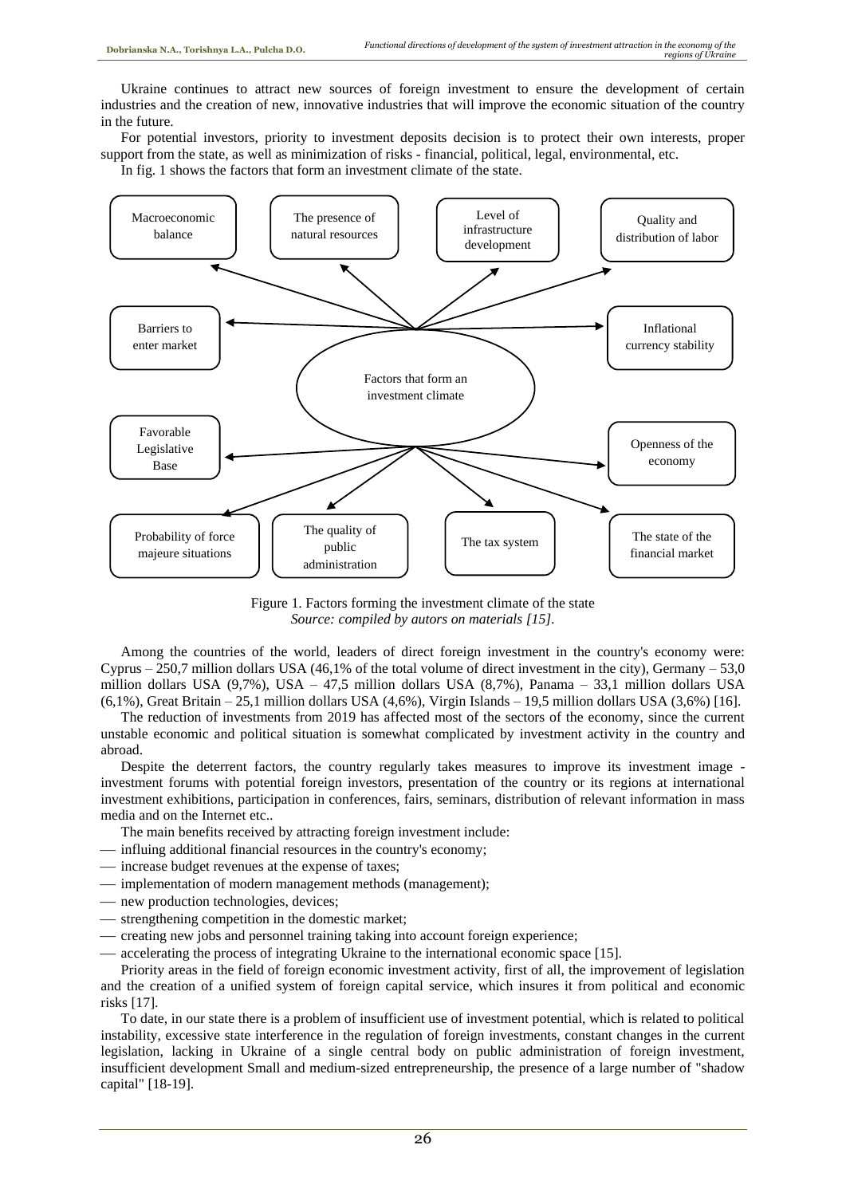Ukraine continues to attract new sources of foreign investment to ensure the development of certain industries and the creation of new, innovative industries that will improve the economic situation of the country in the future.

For potential investors, priority to investment deposits decision is to protect their own interests, proper support from the state, as well as minimization of risks - financial, political, legal, environmental, etc.

In fig. 1 shows the factors that form an investment climate of the state.

Factors that form an investment climate

Macroeconomic balance

The presence of natural resources

Level of infrastructure development

Quality and distribution of labor

Barriers to enter market

Inflational currency stability

Favorable Legislative Base

Openness of the economy

Probability of force majeure situations

The quality of public administration

The tax system

The state of the financial market

Figure 1. Factors forming the investment climate of the state
*Source: compiled by autors on materials [15].*

Among the countries of the world, leaders of direct foreign investment in the country's economy were: Cyprus – 250,7 million dollars USA (46,1% of the total volume of direct investment in the city), Germany – 53,0 million dollars USA (9,7%), USA – 47,5 million dollars USA (8,7%), Panama – 33,1 million dollars USA (6,1%), Great Britain – 25,1 million dollars USA (4,6%), Virgin Islands – 19,5 million dollars USA (3,6%) [16].

The reduction of investments from 2019 has affected most of the sectors of the economy, since the current unstable economic and political situation is somewhat complicated by investment activity in the country and abroad.

Despite the deterrent factors, the country regularly takes measures to improve its investment image - investment forums with potential foreign investors, presentation of the country or its regions at international investment exhibitions, participation in conferences, fairs, seminars, distribution of relevant information in mass media and on the Internet etc..

The main benefits received by attracting foreign investment include:

- influing additional financial resources in the country's economy;
- increase budget revenues at the expense of taxes;
- implementation of modern management methods (management);
- new production technologies, devices;
- strengthening competition in the domestic market;
- creating new jobs and personnel training taking into account foreign experience;
- accelerating the process of integrating Ukraine to the international economic space [15].

Priority areas in the field of foreign economic investment activity, first of all, the improvement of legislation and the creation of a unified system of foreign capital service, which insures it from political and economic risks [17].

To date, in our state there is a problem of insufficient use of investment potential, which is related to political instability, excessive state interference in the regulation of foreign investments, constant changes in the current legislation, lacking in Ukraine of a single central body on public administration of foreign investment, insufficient development Small and medium-sized entrepreneurship, the presence of a large number of "shadow capital" [18-19].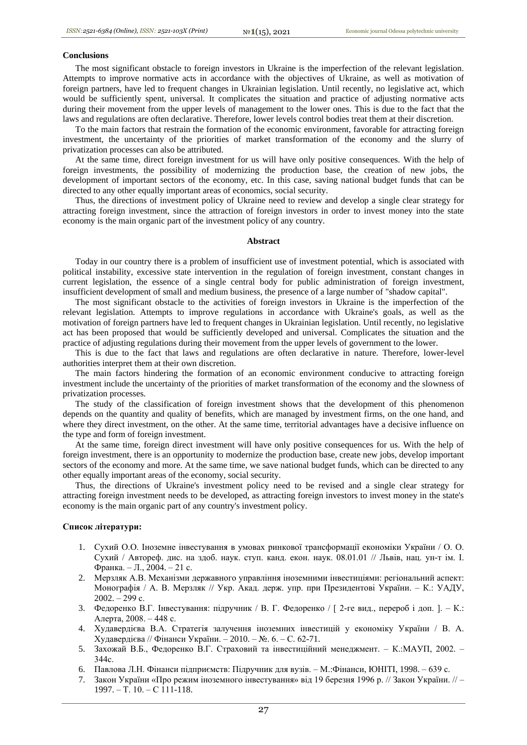**Conclusions**

The most significant obstacle to foreign investors in Ukraine is the imperfection of the relevant legislation. Attempts to improve normative acts in accordance with the objectives of Ukraine, as well as motivation of foreign partners, have led to frequent changes in Ukrainian legislation. Until recently, no legislative act, which would be sufficiently spent, universal. It complicates the situation and practice of adjusting normative acts during their movement from the upper levels of management to the lower ones. This is due to the fact that the laws and regulations are often declarative. Therefore, lower levels control bodies treat them at their discretion.

To the main factors that restrain the formation of the economic environment, favorable for attracting foreign investment, the uncertainty of the priorities of market transformation of the economy and the slurry of privatization processes can also be attributed.

At the same time, direct foreign investment for us will have only positive consequences. With the help of foreign investments, the possibility of modernizing the production base, the creation of new jobs, the development of important sectors of the economy, etc. In this case, saving national budget funds that can be directed to any other equally important areas of economics, social security.

Thus, the directions of investment policy of Ukraine need to review and develop a single clear strategy for attracting foreign investment, since the attraction of foreign investors in order to invest money into the state economy is the main organic part of the investment policy of any country.

**Abstract**

Today in our country there is a problem of insufficient use of investment potential, which is associated with political instability, excessive state intervention in the regulation of foreign investment, constant changes in current legislation, the essence of a single central body for public administration of foreign investment, insufficient development of small and medium business, the presence of a large number of "shadow capital".

The most significant obstacle to the activities of foreign investors in Ukraine is the imperfection of the relevant legislation. Attempts to improve regulations in accordance with Ukraine's goals, as well as the motivation of foreign partners have led to frequent changes in Ukrainian legislation. Until recently, no legislative act has been proposed that would be sufficiently developed and universal. Complicates the situation and the practice of adjusting regulations during their movement from the upper levels of government to the lower.

This is due to the fact that laws and regulations are often declarative in nature. Therefore, lower-level authorities interpret them at their own discretion.

The main factors hindering the formation of an economic environment conducive to attracting foreign investment include the uncertainty of the priorities of market transformation of the economy and the slowness of privatization processes.

The study of the classification of foreign investment shows that the development of this phenomenon depends on the quantity and quality of benefits, which are managed by investment firms, on the one hand, and where they direct investment, on the other. At the same time, territorial advantages have a decisive influence on the type and form of foreign investment.

At the same time, foreign direct investment will have only positive consequences for us. With the help of foreign investment, there is an opportunity to modernize the production base, create new jobs, develop important sectors of the economy and more. At the same time, we save national budget funds, which can be directed to any other equally important areas of the economy, social security.

Thus, the directions of Ukraine's investment policy need to be revised and a single clear strategy for attracting foreign investment needs to be developed, as attracting foreign investors to invest money in the state's economy is the main organic part of any country's investment policy.

**Список літератури:**

1. Сухий О.О. Іноземне інвестування в умовах ринкової трансформації економіки України / О. О. Сухий / Автореф. дис. на здоб. наук. ступ. канд. екон. наук. 08.01.01 // Львів, нац. ун-т ім. І. Франка. – Л., 2004. – 21 с.
2. Мерзляк А.В. Механізми державного управління іноземними інвестиціями: регіональний аспект: Монографія / А. В. Мерзляк // Укр. Акад. держ. упр. при Президентові України. – К.: УАДУ, 2002. – 299 с.
3. Федоренко В.Г. Інвестування: підручник / В. Г. Федоренко / [ 2-ге вид., перероб і доп. ]. – К.: Алерта, 2008. – 448 с.
4. Худавердієва В.А. Стратегія залучення іноземних інвестицій у економіку України / В. А. Худавердієва // Фінанси України. – 2010. – №. 6. – С. 62-71.
5. Захожай В.Б., Федоренко В.Г. Страховий та інвестиційний менеджмент. – К.:МАУП, 2002. – 344с.
6. Павлова Л.Н. Фінанси підприємств: Підручник для вузів. – М.:Фінанси, ЮНІТІ, 1998. – 639 с.
7. Закон України «Про режим іноземного інвестування» від 19 березня 1996 р. // Закон України. // – 1997. – Т. 10. – С 111-118.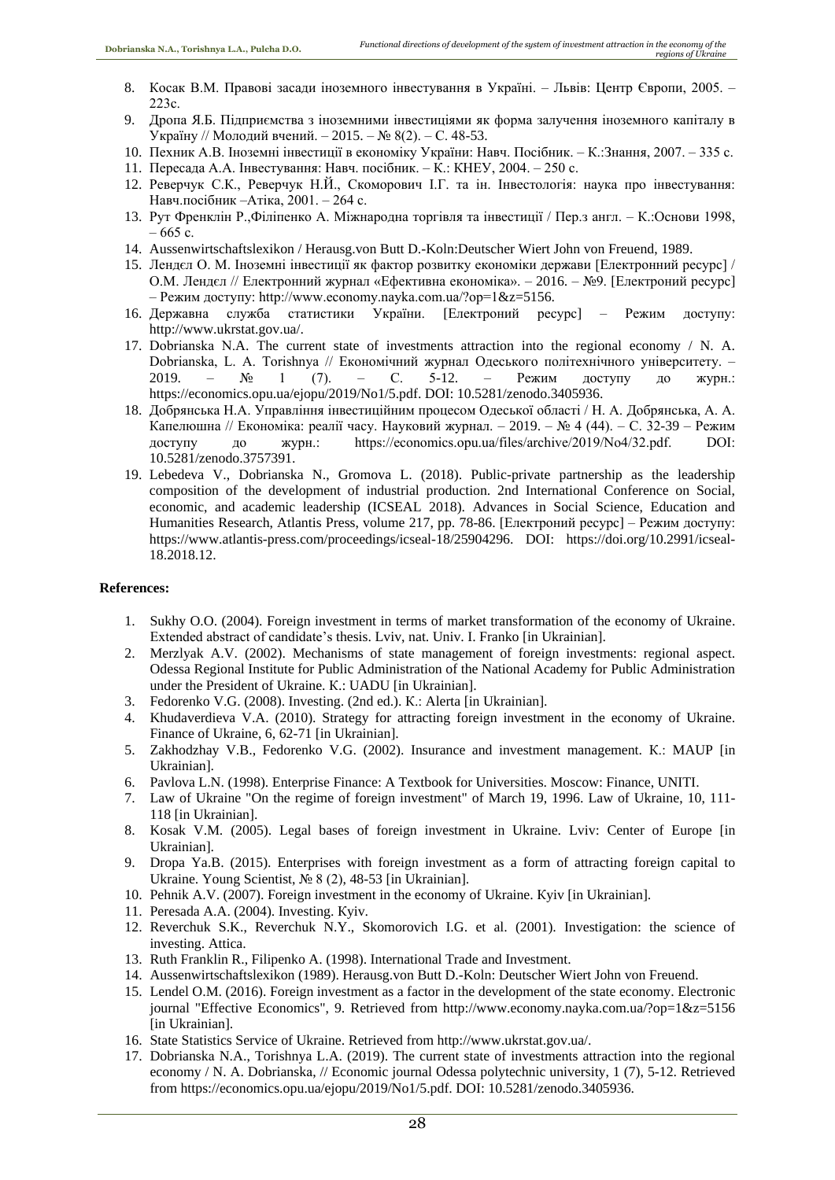8. Косак В.М. Правові засади іноземного інвестування в Україні. – Львів: Центр Європи, 2005. – 223с.
9. Дропа Я.Б. Підприємства з іноземними інвестиціями як форма залучення іноземного капіталу в Україну // Молодий вчений. – 2015. – № 8(2). – С. 48-53.
10. Пехник А.В. Іноземні інвестиції в економіку України: Навч. Посібник. – К.:Знання, 2007. – 335 с.
11. Пересада А.А. Інвестування: Навч. посібник. – К.: КНЕУ, 2004. – 250 с.
12. Реверчук С.К., Реверчук Н.Й., Скоморович І.Г. та ін. Інвестологія: наука про інвестування: Навч.посібник –Атіка, 2001. – 264 с.
13. Рут Френклін Р.,Філіпенко А. Міжнародна торгівля та інвестиції / Пер.з англ. – К.:Основи 1998, – 665 с.
14. Aussenwirtschaftslexikon / Herausg.von Butt D.-Koln:Deutscher Wiert John von Freuend, 1989.
15. Лендєл О. М. Іноземні інвестиції як фактор розвитку економіки держави [Електронний ресурс] / О.М. Лендєл // Електронний журнал «Ефективна економіка». – 2016. – №9. [Електроний ресурс] – Режим доступу: http://www.economy.nayka.com.ua/?op=1&z=5156.
16. Державна служба статистики України. [Електроний ресурс] – Режим доступу: http://www.ukrstat.gov.ua/.
17. Dobrianska N.A. The current state of investments attraction into the regional economy / N. A. Dobrianska, L. A. Torishnya // Економічний журнал Одеського політехнічного університету. – 2019. – № 1 (7). – С. 5-12. – Режим доступу до журн.: https://economics.opu.ua/ejopu/2019/No1/5.pdf. DOI: 10.5281/zenodo.3405936.
18. Добрянська Н.А. Управління інвестиційним процесом Одеської області / Н. А. Добрянська, А. А. Капелюшна // Економіка: реалії часу. Науковий журнал. – 2019. – № 4 (44). – С. 32-39 – Режим доступу до журн.: https://economics.opu.ua/files/archive/2019/No4/32.pdf. DOI: 10.5281/zenodo.3757391.
19. Lebedeva V., Dobrianska N., Gromova L. (2018). Public-private partnership as the leadership composition of the development of industrial production. 2nd International Conference on Social, economic, and academic leadership (ICSEAL 2018). Advances in Social Science, Education and Humanities Research, Atlantis Press, volume 217, pp. 78-86. [Електроний ресурс] – Режим доступу: https://www.atlantis-press.com/proceedings/icseal-18/25904296. DOI: https://doi.org/10.2991/icseal-18.2018.12.

**References:**

1. Sukhy O.O. (2004). Foreign investment in terms of market transformation of the economy of Ukraine. Extended abstract of candidate's thesis. Lviv, nat. Univ. I. Franko [in Ukrainian].
2. Merzlyak A.V. (2002). Mechanisms of state management of foreign investments: regional aspect. Odessa Regional Institute for Public Administration of the National Academy for Public Administration under the President of Ukraine. K.: UADU [in Ukrainian].
3. Fedorenko V.G. (2008). Investing. (2nd ed.). K.: Alerta [in Ukrainian].
4. Khudaverdieva V.A. (2010). Strategy for attracting foreign investment in the economy of Ukraine. Finance of Ukraine, 6, 62-71 [in Ukrainian].
5. Zakhodzhay V.B., Fedorenko V.G. (2002). Insurance and investment management. K.: MAUP [in Ukrainian].
6. Pavlova L.N. (1998). Enterprise Finance: A Textbook for Universities. Moscow: Finance, UNITI.
7. Law of Ukraine "On the regime of foreign investment" of March 19, 1996. Law of Ukraine, 10, 111-118 [in Ukrainian].
8. Kosak V.M. (2005). Legal bases of foreign investment in Ukraine. Lviv: Center of Europe [in Ukrainian].
9. Dropa Ya.B. (2015). Enterprises with foreign investment as a form of attracting foreign capital to Ukraine. Young Scientist, № 8 (2), 48-53 [in Ukrainian].
10. Pehnik A.V. (2007). Foreign investment in the economy of Ukraine. Kyiv [in Ukrainian].
11. Peresada A.A. (2004). Investing. Kyiv.
12. Reverchuk S.K., Reverchuk N.Y., Skomorovich I.G. et al. (2001). Investigation: the science of investing. Attica.
13. Ruth Franklin R., Filipenko A. (1998). International Trade and Investment.
14. Aussenwirtschaftslexikon (1989). Herausg.von Butt D.-Koln: Deutscher Wiert John von Freuend.
15. Lendel O.M. (2016). Foreign investment as a factor in the development of the state economy. Electronic journal "Effective Economics", 9. Retrieved from http://www.economy.nayka.com.ua/?op=1&z=5156 [in Ukrainian].
16. State Statistics Service of Ukraine. Retrieved from http://www.ukrstat.gov.ua/.
17. Dobrianska N.A., Torishnya L.A. (2019). The current state of investments attraction into the regional economy / N. A. Dobrianska, // Economic journal Odessa polytechnic university, 1 (7), 5-12. Retrieved from https://economics.opu.ua/ejopu/2019/No1/5.pdf. DOI: 10.5281/zenodo.3405936.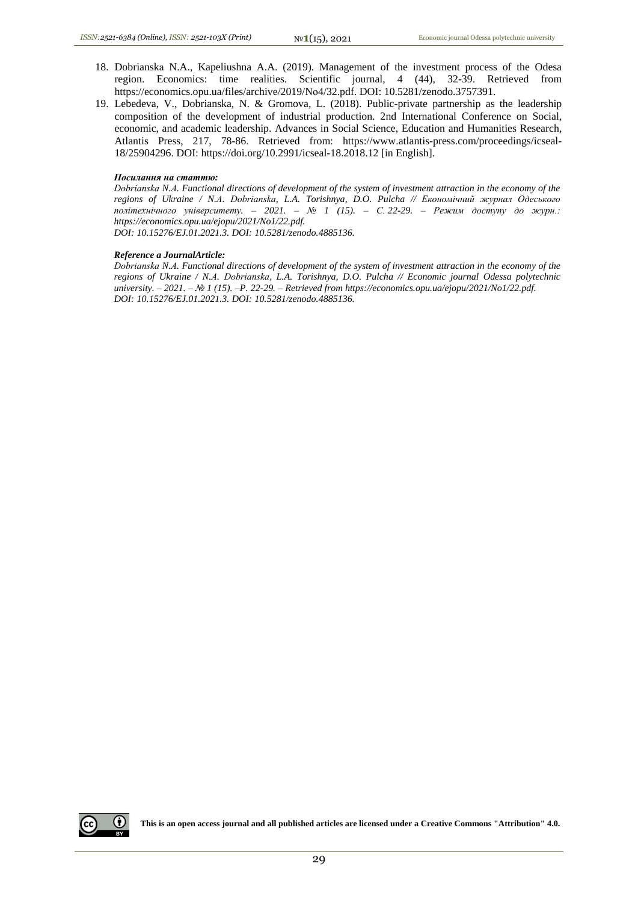18. Dobrianska N.A., Kapeliushna A.A. (2019). Management of the investment process of the Odesa region. Economics: time realities. Scientific journal, 4 (44), 32-39. Retrieved from https://economics.opu.ua/files/archive/2019/No4/32.pdf. DOI: 10.5281/zenodo.3757391.
19. Lebedeva, V., Dobrianska, N. & Gromova, L. (2018). Public-private partnership as the leadership composition of the development of industrial production. 2nd International Conference on Social, economic, and academic leadership. Advances in Social Science, Education and Humanities Research, Atlantis Press, 217, 78-86. Retrieved from: https://www.atlantis-press.com/proceedings/icseal-18/25904296. DOI: https://doi.org/10.2991/icseal-18.2018.12 [in English].

***Посилання на статтю:***

*Dobrianska N.A. Functional directions of development of the system of investment attraction in the economy of the regions of Ukraine / N.A. Dobrianska, L.A. Torishnya, D.O. Pulcha // Економічний журнал Одеського політехнічного університету. – 2021. – № 1 (15). – С. 22-29. – Режим доступу до журн.: https://economics.opu.ua/ejopu/2021/No1/22.pdf.*
*DOI: 10.15276/EJ.01.2021.3. DOI: 10.5281/zenodo.4885136.*

***Reference a JournalArticle:***

*Dobrianska N.A. Functional directions of development of the system of investment attraction in the economy of the regions of Ukraine / N.A. Dobrianska, L.A. Torishnya, D.O. Pulcha // Economic journal Odessa polytechnic university. – 2021. – № 1 (15). –P. 22-29. – Retrieved from https://economics.opu.ua/ejopu/2021/No1/22.pdf.*
*DOI: 10.15276/EJ.01.2021.3. DOI: 10.5281/zenodo.4885136.*

**This is an open access journal and all published articles are licensed under a Creative Commons "Attribution" 4.0.**